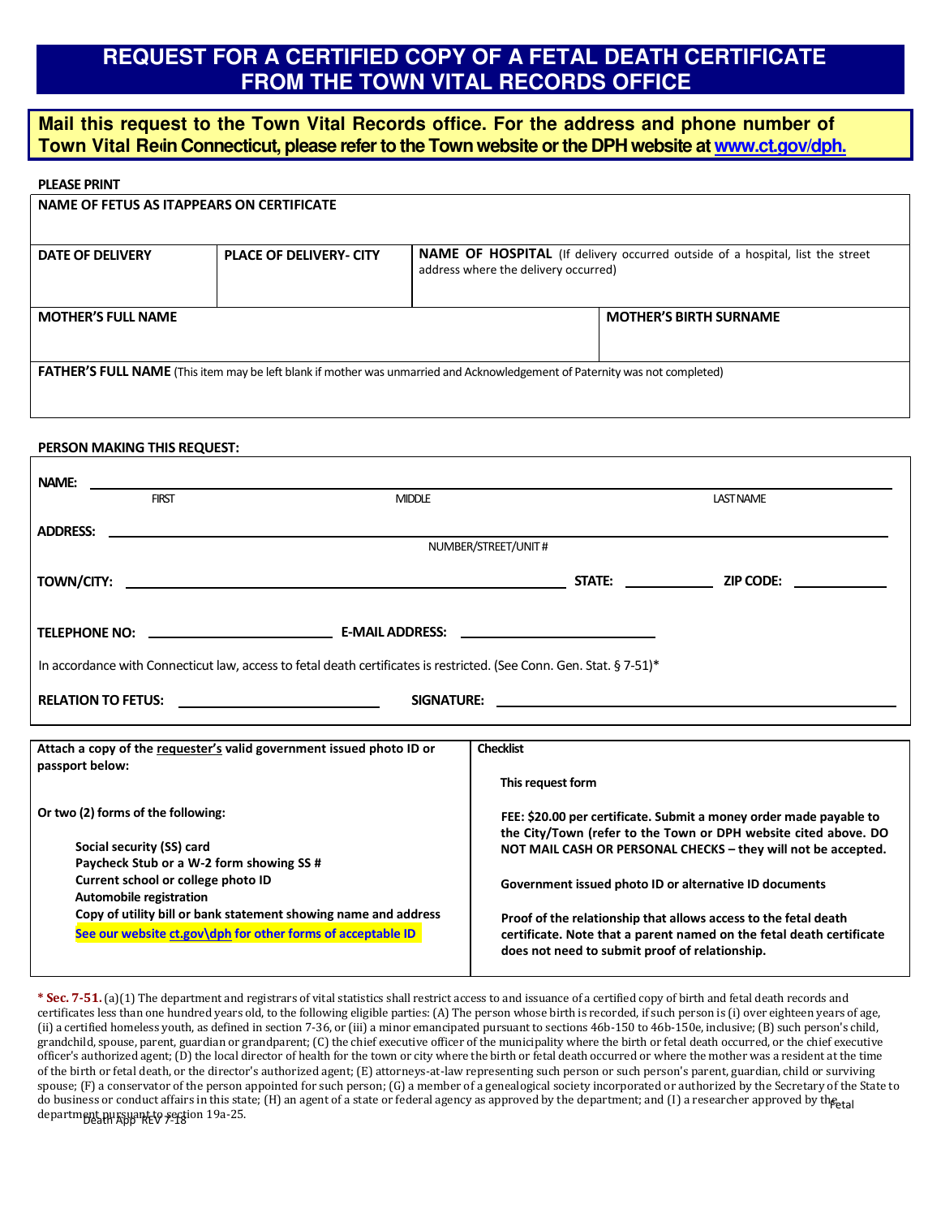# REQUEST FOR A CERTIFIED COPY OF A FETAL DEATH CERTIFICATE FROM THE TOWN VITAL RECORDS OFFICE

**Mail this request to the Town Vital Records office. For the address and phone number of Town Vital Re in Connecticut, please refer to the Town website or the DPH website at www.ct.gov/dph.**

**PLEASE PRINT**

| NAME OF FETUS AS ITAPPEARS ON CERTIFICATE | | |
|---|---|---|
| **DATE OF DELIVERY** | **PLACE OF DELIVERY- CITY** | **NAME OF HOSPITAL** (If delivery occurred outside of a hospital, list the street address where the delivery occurred) |
| **MOTHER'S FULL NAME** | | **MOTHER'S BIRTH SURNAME** |
| **FATHER'S FULL NAME** (This item may be left blank if mother was unmarried and Acknowledgement of Paternity was not completed) | | |

**PERSON MAKING THIS REQUEST:**

**NAME:** ______________________________________________
FIRST MIDDLE LAST NAME

**ADDRESS:** ______________________________________________
NUMBER/STREET/UNIT #

**TOWN/CITY:** ______________________ **STATE:** __________ **ZIP CODE:** __________

**TELEPHONE NO:** ______________________ **E-MAIL ADDRESS:** ______________________

In accordance with Connecticut law, access to fetal death certificates is restricted. (See Conn. Gen. Stat. § 7-51)*

**RELATION TO FETUS:** ______________________ **SIGNATURE:** ______________________

**Attach a copy of the requester's valid government issued photo ID or passport below:**

**Or two (2) forms of the following:**

- **Social security (SS) card**
- **Paycheck Stub or a W-2 form showing SS #**
- **Current school or college photo ID**
- **Automobile registration**
- **Copy of utility bill or bank statement showing name and address**
- **See our website ct.gov\dph for other forms of acceptable ID**

**Checklist**

- **This request form**
- **FEE: $20.00 per certificate. Submit a money order made payable to the City/Town (refer to the Town or DPH website cited above. DO NOT MAIL CASH OR PERSONAL CHECKS – they will not be accepted.**
- **Government issued photo ID or alternative ID documents**
- **Proof of the relationship that allows access to the fetal death certificate. Note that a parent named on the fetal death certificate does not need to submit proof of relationship.**

**\* Sec. 7-51.** (a)(1) The department and registrars of vital statistics shall restrict access to and issuance of a certified copy of birth and fetal death records and certificates less than one hundred years old, to the following eligible parties: (A) The person whose birth is recorded, if such person is (i) over eighteen years of age, (ii) a certified homeless youth, as defined in section 7-36, or (iii) a minor emancipated pursuant to sections 46b-150 to 46b-150e, inclusive; (B) such person's child, grandchild, spouse, parent, guardian or grandparent; (C) the chief executive officer of the municipality where the birth or fetal death occurred, or the chief executive officer's authorized agent; (D) the local director of health for the town or city where the birth or fetal death occurred or where the mother was a resident at the time of the birth or fetal death, or the director's authorized agent; (E) attorneys-at-law representing such person or such person's parent, guardian, child or surviving spouse; (F) a conservator of the person appointed for such person; (G) a member of a genealogical society incorporated or authorized by the Secretary of the State to do business or conduct affairs in this state; (H) an agent of a state or federal agency as approved by the department; and (I) a researcher approved by the department pursuant to section 19a-25.

Fetal Death App REV 7-18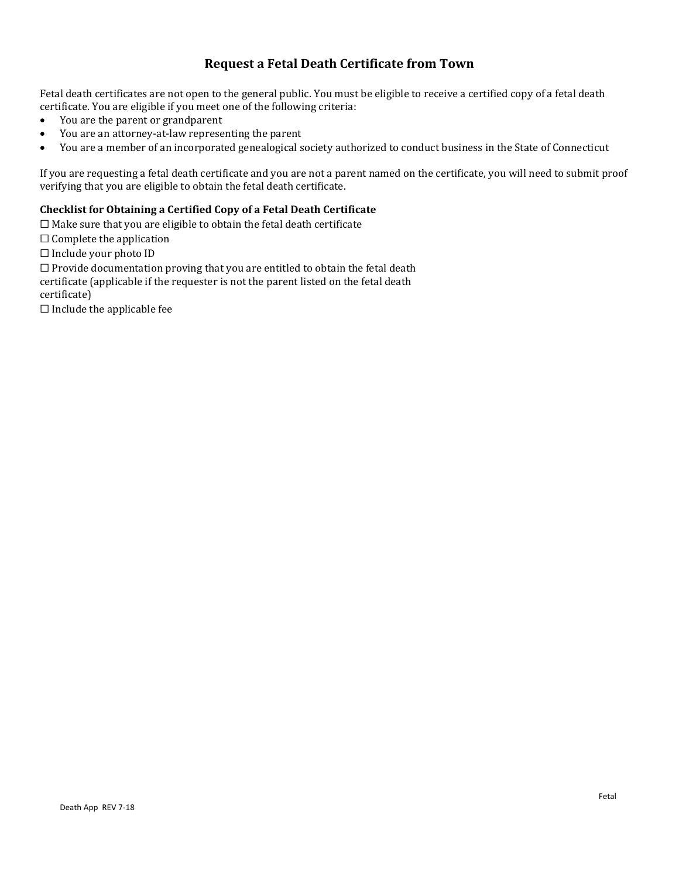# Request a Fetal Death Certificate from Town

Fetal death certificates are not open to the general public. You must be eligible to receive a certified copy of a fetal death certificate. You are eligible if you meet one of the following criteria:

- You are the parent or grandparent
- You are an attorney-at-law representing the parent
- You are a member of an incorporated genealogical society authorized to conduct business in the State of Connecticut

If you are requesting a fetal death certificate and you are not a parent named on the certificate, you will need to submit proof verifying that you are eligible to obtain the fetal death certificate.

**Checklist for Obtaining a Certified Copy of a Fetal Death Certificate**

☐ Make sure that you are eligible to obtain the fetal death certificate

☐ Complete the application

☐ Include your photo ID

☐ Provide documentation proving that you are entitled to obtain the fetal death certificate (applicable if the requester is not the parent listed on the fetal death certificate)

☐ Include the applicable fee